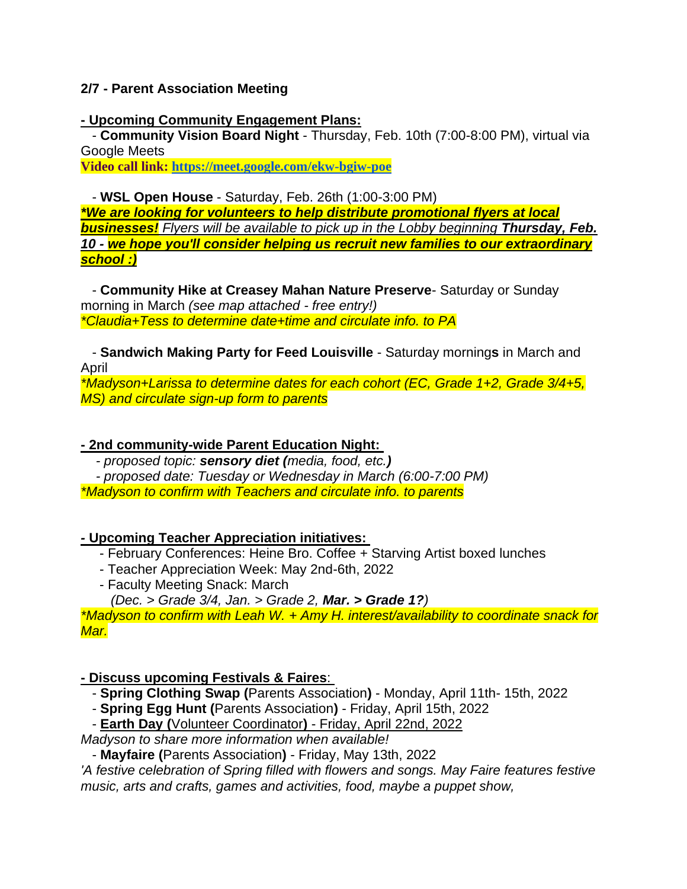**2/7 - Parent Association Meeting**

**- Upcoming Community Engagement Plans:**

- **Community Vision Board Night** - Thursday, Feb. 10th (7:00-8:00 PM), virtual via Google Meets

**Video call link: https://meet.google.com/ekw-bgiw-poe**

- **WSL Open House** - Saturday, Feb. 26th (1:00-3:00 PM)

***We are looking for volunteers to help distribute promotional flyers at local businesses!*** *Flyers will be available to pick up in the Lobby beginning* ***Thursday, Feb. 10*** *- we hope you'll consider helping us recruit new families to our extraordinary school :)*

- **Community Hike at Creasey Mahan Nature Preserve**- Saturday or Sunday morning in March *(see map attached - free entry!)*

*\*Claudia+Tess to determine date+time and circulate info. to PA*

- **Sandwich Making Party for Feed Louisville** - Saturday morning**s** in March and April

*\*Madyson+Larissa to determine dates for each cohort (EC, Grade 1+2, Grade 3/4+5, MS) and circulate sign-up form to parents*

**- 2nd community-wide Parent Education Night:**

- *proposed topic:* ***sensory diet (****media, food, etc.****)***
- *proposed date: Tuesday or Wednesday in March (6:00-7:00 PM)*

*\*Madyson to confirm with Teachers and circulate info. to parents*

**- Upcoming Teacher Appreciation initiatives:**

- February Conferences: Heine Bro. Coffee + Starving Artist boxed lunches
- Teacher Appreciation Week: May 2nd-6th, 2022
- Faculty Meeting Snack: March
  *(Dec. > Grade 3/4, Jan. > Grade 2,* ***Mar. > Grade 1?****)*

*\*Madyson to confirm with Leah W. + Amy H. interest/availability to coordinate snack for Mar.*

**- Discuss upcoming Festivals & Faires**:

- **Spring Clothing Swap (**Parents Association**)** - Monday, April 11th- 15th, 2022
- **Spring Egg Hunt (**Parents Association**)** - Friday, April 15th, 2022
- **Earth Day (**Volunteer Coordinator**)** - Friday, April 22nd, 2022

*Madyson to share more information when available!*

- **Mayfaire (**Parents Association**)** - Friday, May 13th, 2022

*'A festive celebration of Spring filled with flowers and songs. May Faire features festive music, arts and crafts, games and activities, food, maybe a puppet show,*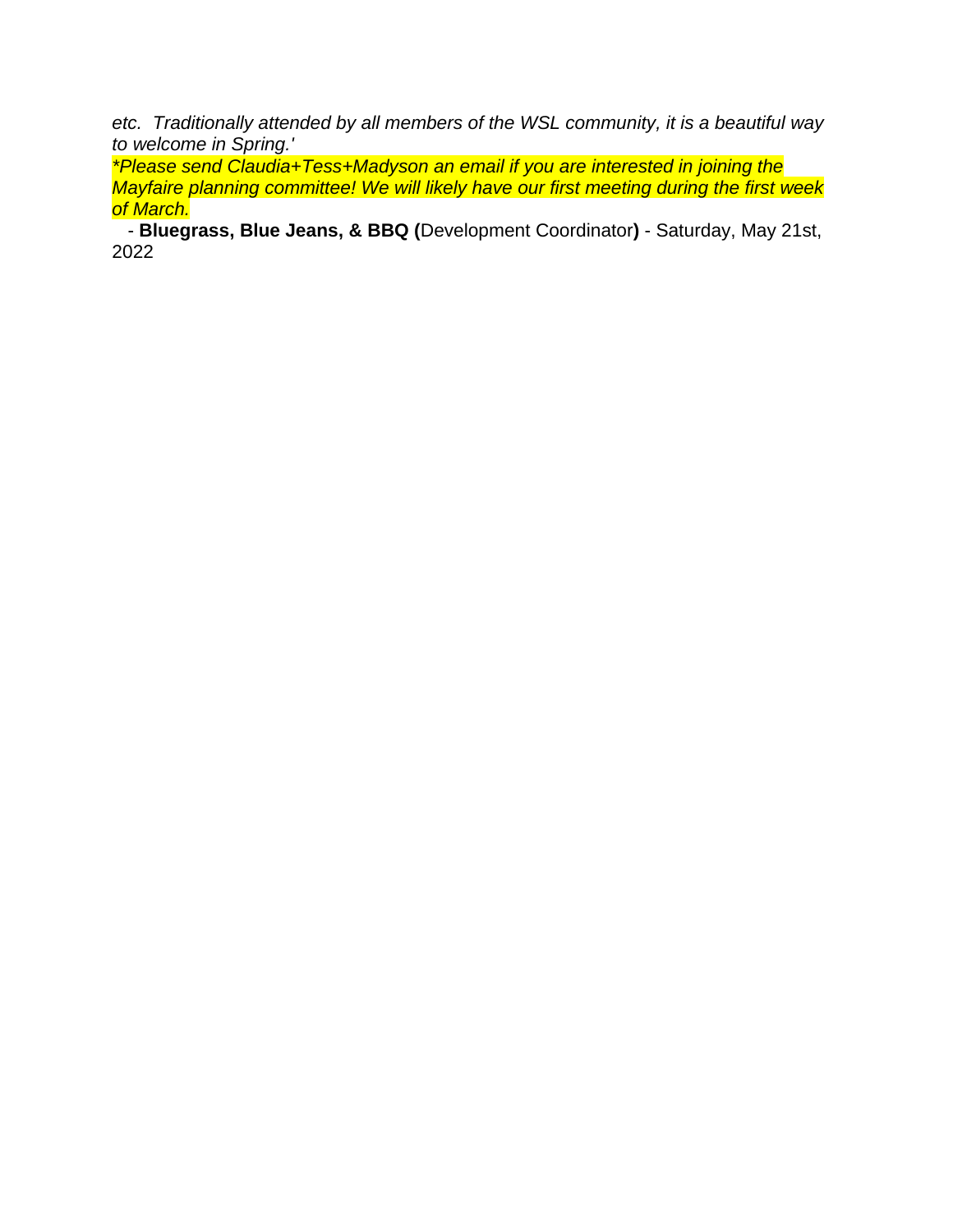*etc.  Traditionally attended by all members of the WSL community, it is a beautiful way to welcome in Spring.'*

*\*Please send Claudia+Tess+Madyson an email if you are interested in joining the Mayfaire planning committee! We will likely have our first meeting during the first week of March.*

- **Bluegrass, Blue Jeans, & BBQ (**Development Coordinator**)** - Saturday, May 21st, 2022